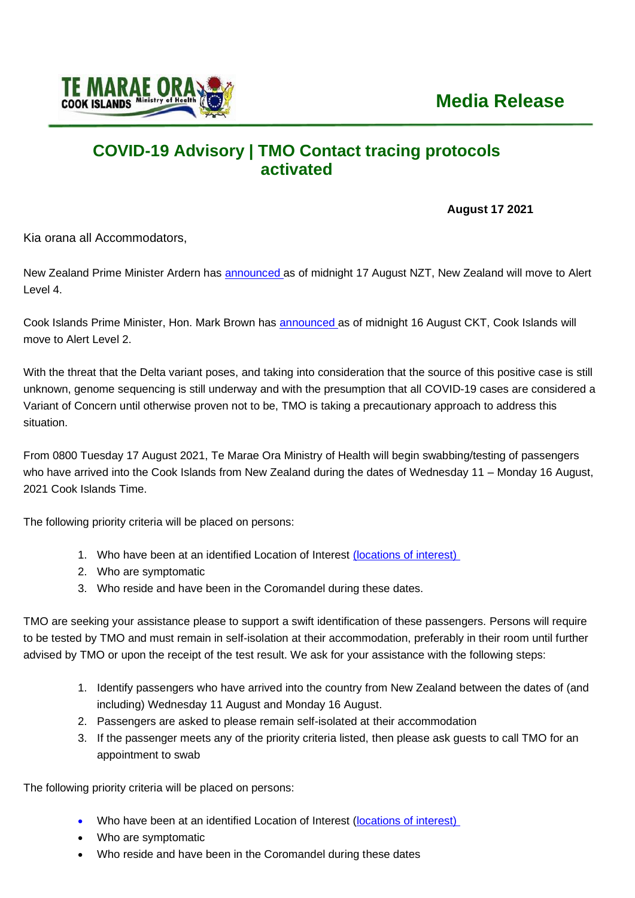TE MARAE ORA COOK ISLANDS Ministry of Health

**Media Release**

# COVID-19 Advisory | TMO Contact tracing protocols activated

**August 17 2021**

Kia orana all Accommodators,

New Zealand Prime Minister Ardern has announced as of midnight 17 August NZT, New Zealand will move to Alert Level 4.

Cook Islands Prime Minister, Hon. Mark Brown has announced as of midnight 16 August CKT, Cook Islands will move to Alert Level 2.

With the threat that the Delta variant poses, and taking into consideration that the source of this positive case is still unknown, genome sequencing is still underway and with the presumption that all COVID-19 cases are considered a Variant of Concern until otherwise proven not to be, TMO is taking a precautionary approach to address this situation.

From 0800 Tuesday 17 August 2021, Te Marae Ora Ministry of Health will begin swabbing/testing of passengers who have arrived into the Cook Islands from New Zealand during the dates of Wednesday 11 – Monday 16 August, 2021 Cook Islands Time.

The following priority criteria will be placed on persons:

1. Who have been at an identified Location of Interest (locations of interest)
2. Who are symptomatic
3. Who reside and have been in the Coromandel during these dates.

TMO are seeking your assistance please to support a swift identification of these passengers. Persons will require to be tested by TMO and must remain in self-isolation at their accommodation, preferably in their room until further advised by TMO or upon the receipt of the test result. We ask for your assistance with the following steps:

1. Identify passengers who have arrived into the country from New Zealand between the dates of (and including) Wednesday 11 August and Monday 16 August.
2. Passengers are asked to please remain self-isolated at their accommodation
3. If the passenger meets any of the priority criteria listed, then please ask guests to call TMO for an appointment to swab

The following priority criteria will be placed on persons:

- Who have been at an identified Location of Interest (locations of interest)
- Who are symptomatic
- Who reside and have been in the Coromandel during these dates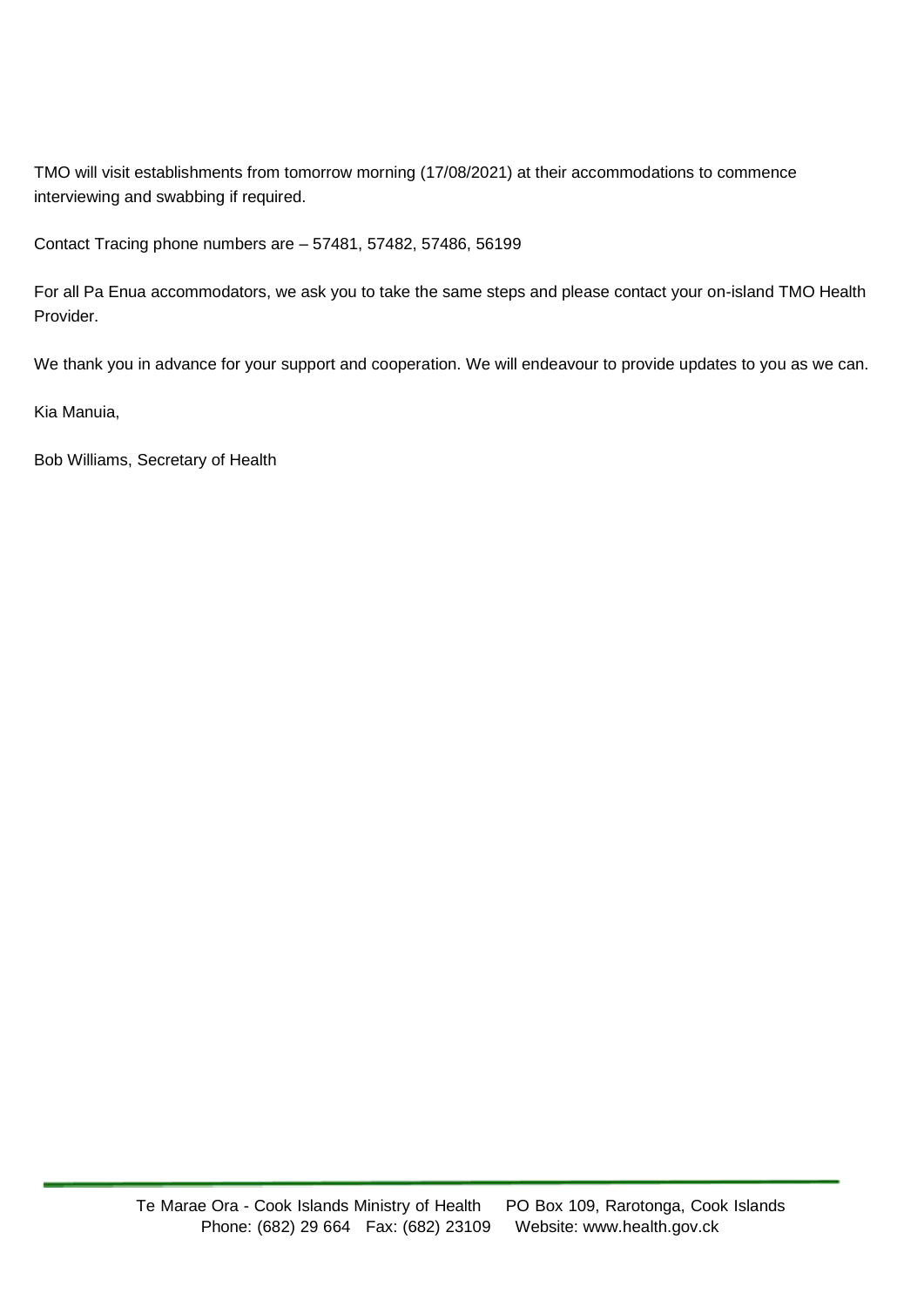TMO will visit establishments from tomorrow morning (17/08/2021) at their accommodations to commence interviewing and swabbing if required.

Contact Tracing phone numbers are – 57481, 57482, 57486, 56199

For all Pa Enua accommodators, we ask you to take the same steps and please contact your on-island TMO Health Provider.

We thank you in advance for your support and cooperation. We will endeavour to provide updates to you as we can.

Kia Manuia,

Bob Williams, Secretary of Health